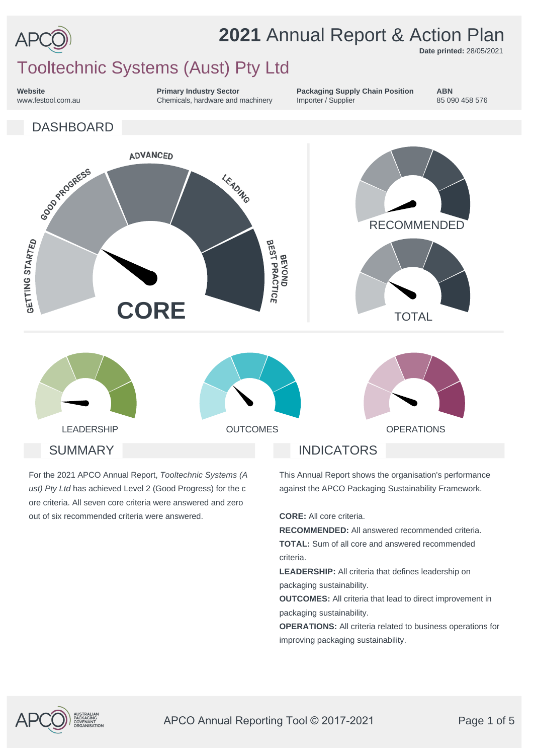# 2021 Annual Report & Action Plan

**Date printed:** 28/05/2021

## Tooltechnic Systems (Aust) Pty Ltd

**Website**
www.festool.com.au

**Primary Industry Sector**
Chemicals, hardware and machinery

**Packaging Supply Chain Position**
Importer / Supplier

**ABN**
85 090 458 576

## DASHBOARD

GETTING STARTED · GOOD PROGRESS · ADVANCED · LEADING · BEYOND BEST PRACTICE

CORE

RECOMMENDED

TOTAL

LEADERSHIP

OUTCOMES

OPERATIONS

## SUMMARY

For the 2021 APCO Annual Report, *Tooltechnic Systems (Aust) Pty Ltd* has achieved Level 2 (Good Progress) for the core criteria. All seven core criteria were answered and zero out of six recommended criteria were answered.

## INDICATORS

This Annual Report shows the organisation's performance against the APCO Packaging Sustainability Framework.

**CORE:** All core criteria.

**RECOMMENDED:** All answered recommended criteria.

**TOTAL:** Sum of all core and answered recommended criteria.

**LEADERSHIP:** All criteria that defines leadership on packaging sustainability.

**OUTCOMES:** All criteria that lead to direct improvement in packaging sustainability.

**OPERATIONS:** All criteria related to business operations for improving packaging sustainability.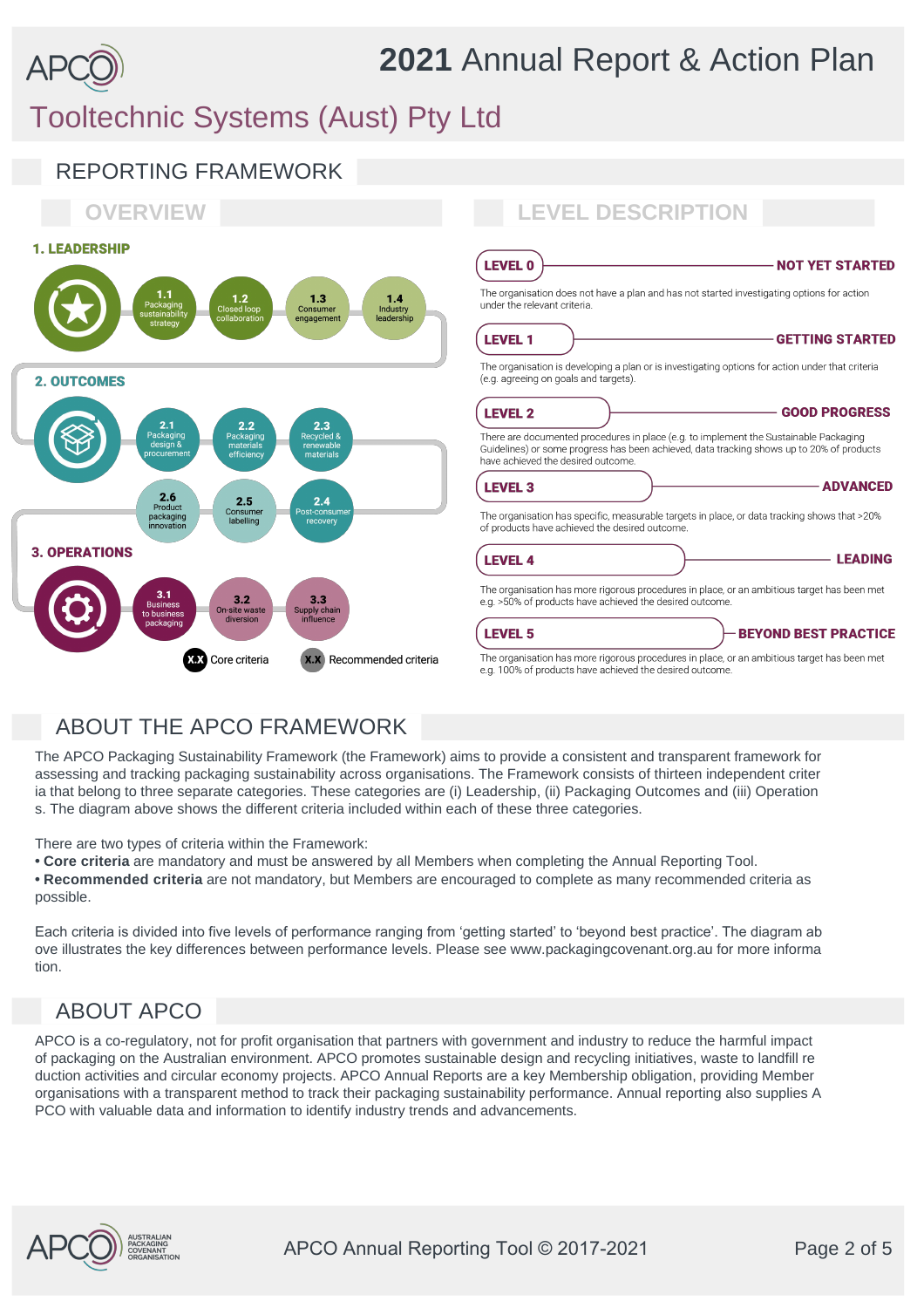# 2021 Annual Report & Action Plan

## Tooltechnic Systems (Aust) Pty Ltd

## REPORTING FRAMEWORK

### OVERVIEW

**1. LEADERSHIP**

- 1.1 Packaging sustainability strategy
- 1.2 Closed loop collaboration
- 1.3 Consumer engagement
- 1.4 Industry leadership

**2. OUTCOMES**

- 2.1 Packaging design & procurement
- 2.2 Packaging materials efficiency
- 2.3 Recycled & renewable materials
- 2.4 Post-consumer recovery
- 2.5 Consumer labelling
- 2.6 Product packaging innovation

**3. OPERATIONS**

- 3.1 Business to business packaging
- 3.2 On-site waste diversion
- 3.3 Supply chain influence

X.X Core criteria   X.X Recommended criteria

### LEVEL DESCRIPTION

**LEVEL 0 — NOT YET STARTED**

The organisation does not have a plan and has not started investigating options for action under the relevant criteria.

**LEVEL 1 — GETTING STARTED**

The organisation is developing a plan or is investigating options for action under that criteria (e.g. agreeing on goals and targets).

**LEVEL 2 — GOOD PROGRESS**

There are documented procedures in place (e.g. to implement the Sustainable Packaging Guidelines) or some progress has been achieved, data tracking shows up to 20% of products have achieved the desired outcome.

**LEVEL 3 — ADVANCED**

The organisation has specific, measurable targets in place, or data tracking shows that >20% of products have achieved the desired outcome.

**LEVEL 4 — LEADING**

The organisation has more rigorous procedures in place, or an ambitious target has been met e.g. >50% of products have achieved the desired outcome.

**LEVEL 5 — BEYOND BEST PRACTICE**

The organisation has more rigorous procedures in place, or an ambitious target has been met e.g. 100% of products have achieved the desired outcome.

## ABOUT THE APCO FRAMEWORK

The APCO Packaging Sustainability Framework (the Framework) aims to provide a consistent and transparent framework for assessing and tracking packaging sustainability across organisations. The Framework consists of thirteen independent criteria that belong to three separate categories. These categories are (i) Leadership, (ii) Packaging Outcomes and (iii) Operations. The diagram above shows the different criteria included within each of these three categories.

There are two types of criteria within the Framework:

- **Core criteria** are mandatory and must be answered by all Members when completing the Annual Reporting Tool.
- **Recommended criteria** are not mandatory, but Members are encouraged to complete as many recommended criteria as possible.

Each criteria is divided into five levels of performance ranging from 'getting started' to 'beyond best practice'. The diagram above illustrates the key differences between performance levels. Please see www.packagingcovenant.org.au for more information.

## ABOUT APCO

APCO is a co-regulatory, not for profit organisation that partners with government and industry to reduce the harmful impact of packaging on the Australian environment. APCO promotes sustainable design and recycling initiatives, waste to landfill reduction activities and circular economy projects. APCO Annual Reports are a key Membership obligation, providing Member organisations with a transparent method to track their packaging sustainability performance. Annual reporting also supplies APCO with valuable data and information to identify industry trends and advancements.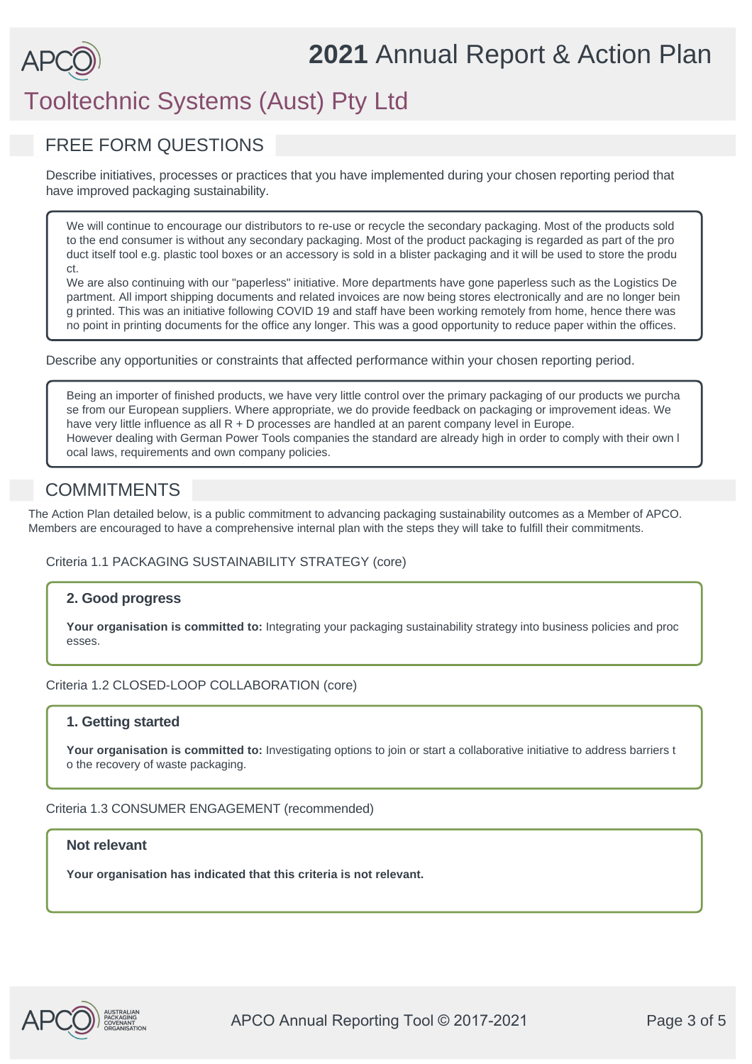# 2021 Annual Report & Action Plan

## Tooltechnic Systems (Aust) Pty Ltd

## FREE FORM QUESTIONS

Describe initiatives, processes or practices that you have implemented during your chosen reporting period that have improved packaging sustainability.

> We will continue to encourage our distributors to re-use or recycle the secondary packaging. Most of the products sold to the end consumer is without any secondary packaging. Most of the product packaging is regarded as part of the product itself tool e.g. plastic tool boxes or an accessory is sold in a blister packaging and it will be used to store the product.
> We are also continuing with our "paperless" initiative. More departments have gone paperless such as the Logistics Department. All import shipping documents and related invoices are now being stores electronically and are no longer being printed. This was an initiative following COVID 19 and staff have been working remotely from home, hence there was no point in printing documents for the office any longer. This was a good opportunity to reduce paper within the offices.

Describe any opportunities or constraints that affected performance within your chosen reporting period.

> Being an importer of finished products, we have very little control over the primary packaging of our products we purchase from our European suppliers. Where appropriate, we do provide feedback on packaging or improvement ideas. We have very little influence as all R + D processes are handled at an parent company level in Europe.
> However dealing with German Power Tools companies the standard are already high in order to comply with their own local laws, requirements and own company policies.

## COMMITMENTS

The Action Plan detailed below, is a public commitment to advancing packaging sustainability outcomes as a Member of APCO. Members are encouraged to have a comprehensive internal plan with the steps they will take to fulfill their commitments.

Criteria 1.1 PACKAGING SUSTAINABILITY STRATEGY (core)

**2. Good progress**

**Your organisation is committed to:** Integrating your packaging sustainability strategy into business policies and processes.

Criteria 1.2 CLOSED-LOOP COLLABORATION (core)

**1. Getting started**

**Your organisation is committed to:** Investigating options to join or start a collaborative initiative to address barriers to the recovery of waste packaging.

Criteria 1.3 CONSUMER ENGAGEMENT (recommended)

**Not relevant**

**Your organisation has indicated that this criteria is not relevant.**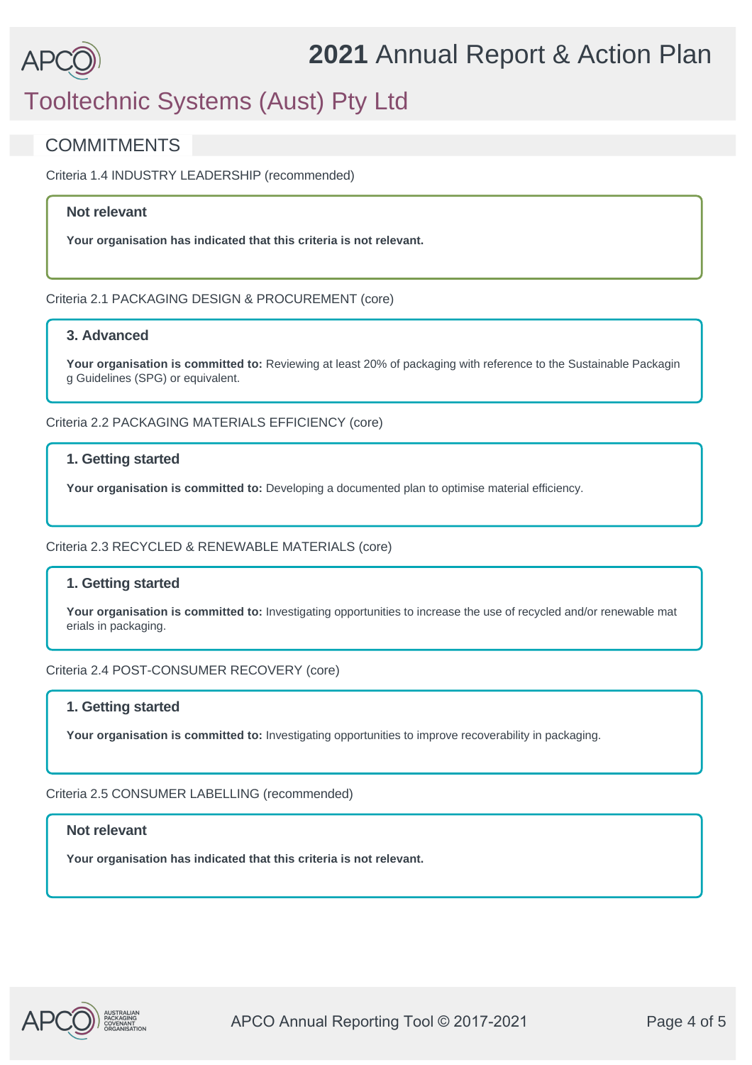# 2021 Annual Report & Action Plan

## Tooltechnic Systems (Aust) Pty Ltd

## COMMITMENTS

Criteria 1.4 INDUSTRY LEADERSHIP (recommended)

**Not relevant**

**Your organisation has indicated that this criteria is not relevant.**

Criteria 2.1 PACKAGING DESIGN & PROCUREMENT (core)

**3. Advanced**

**Your organisation is committed to:** Reviewing at least 20% of packaging with reference to the Sustainable Packaging Guidelines (SPG) or equivalent.

Criteria 2.2 PACKAGING MATERIALS EFFICIENCY (core)

**1. Getting started**

**Your organisation is committed to:** Developing a documented plan to optimise material efficiency.

Criteria 2.3 RECYCLED & RENEWABLE MATERIALS (core)

**1. Getting started**

**Your organisation is committed to:** Investigating opportunities to increase the use of recycled and/or renewable materials in packaging.

Criteria 2.4 POST-CONSUMER RECOVERY (core)

**1. Getting started**

**Your organisation is committed to:** Investigating opportunities to improve recoverability in packaging.

Criteria 2.5 CONSUMER LABELLING (recommended)

**Not relevant**

**Your organisation has indicated that this criteria is not relevant.**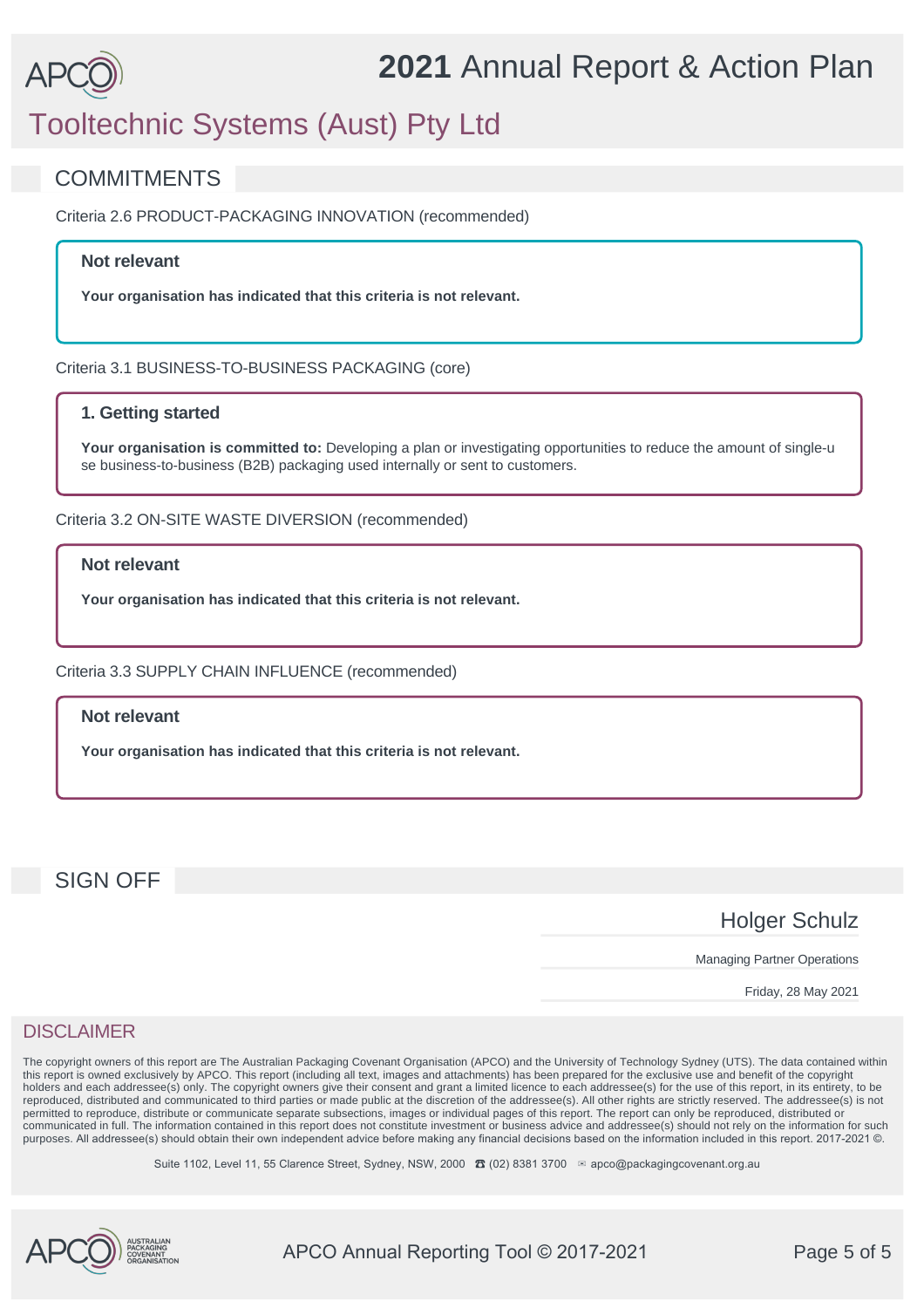## COMMITMENTS

Criteria 2.6 PRODUCT-PACKAGING INNOVATION (recommended)

**Not relevant**

**Your organisation has indicated that this criteria is not relevant.**

Criteria 3.1 BUSINESS-TO-BUSINESS PACKAGING (core)

**1. Getting started**

**Your organisation is committed to:** Developing a plan or investigating opportunities to reduce the amount of single-use business-to-business (B2B) packaging used internally or sent to customers.

Criteria 3.2 ON-SITE WASTE DIVERSION (recommended)

**Not relevant**

**Your organisation has indicated that this criteria is not relevant.**

Criteria 3.3 SUPPLY CHAIN INFLUENCE (recommended)

**Not relevant**

**Your organisation has indicated that this criteria is not relevant.**

## SIGN OFF

Holger Schulz

Managing Partner Operations

Friday, 28 May 2021

## DISCLAIMER

The copyright owners of this report are The Australian Packaging Covenant Organisation (APCO) and the University of Technology Sydney (UTS). The data contained within this report is owned exclusively by APCO. This report (including all text, images and attachments) has been prepared for the exclusive use and benefit of the copyright holders and each addressee(s) only. The copyright owners give their consent and grant a limited licence to each addressee(s) for the use of this report, in its entirety, to be reproduced, distributed and communicated to third parties or made public at the discretion of the addressee(s). All other rights are strictly reserved. The addressee(s) is not permitted to reproduce, distribute or communicate separate subsections, images or individual pages of this report. The report can only be reproduced, distributed or communicated in full. The information contained in this report does not constitute investment or business advice and addressee(s) should not rely on the information for such purposes. All addressee(s) should obtain their own independent advice before making any financial decisions based on the information included in this report. 2017-2021 ©.

Suite 1102, Level 11, 55 Clarence Street, Sydney, NSW, 2000 ☎ (02) 8381 3700 ✉ apco@packagingcovenant.org.au